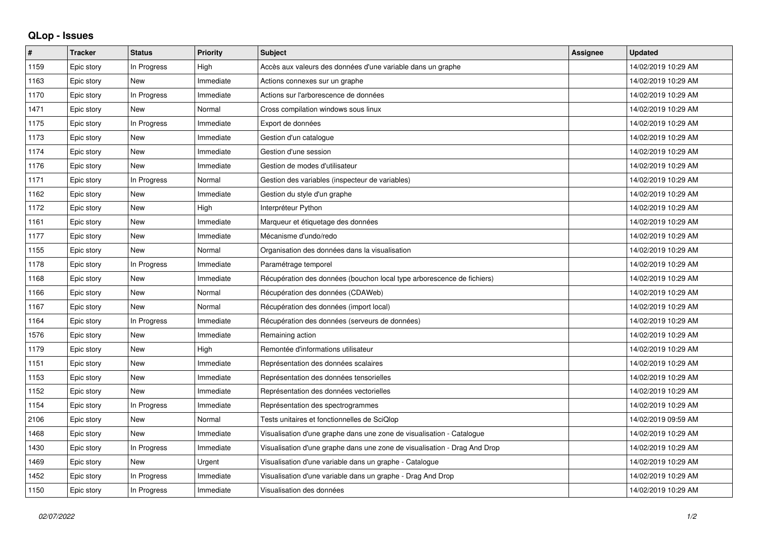## QLop - Issues

| # | Tracker | Status | Priority | Subject | Assignee | Updated |
|---|---|---|---|---|---|---|
| 1159 | Epic story | In Progress | High | Accès aux valeurs des données d'une variable dans un graphe | | 14/02/2019 10:29 AM |
| 1163 | Epic story | New | Immediate | Actions connexes sur un graphe | | 14/02/2019 10:29 AM |
| 1170 | Epic story | In Progress | Immediate | Actions sur l'arborescence de données | | 14/02/2019 10:29 AM |
| 1471 | Epic story | New | Normal | Cross compilation windows sous linux | | 14/02/2019 10:29 AM |
| 1175 | Epic story | In Progress | Immediate | Export de données | | 14/02/2019 10:29 AM |
| 1173 | Epic story | New | Immediate | Gestion d'un catalogue | | 14/02/2019 10:29 AM |
| 1174 | Epic story | New | Immediate | Gestion d'une session | | 14/02/2019 10:29 AM |
| 1176 | Epic story | New | Immediate | Gestion de modes d'utilisateur | | 14/02/2019 10:29 AM |
| 1171 | Epic story | In Progress | Normal | Gestion des variables (inspecteur de variables) | | 14/02/2019 10:29 AM |
| 1162 | Epic story | New | Immediate | Gestion du style d'un graphe | | 14/02/2019 10:29 AM |
| 1172 | Epic story | New | High | Interpréteur Python | | 14/02/2019 10:29 AM |
| 1161 | Epic story | New | Immediate | Marqueur et étiquetage des données | | 14/02/2019 10:29 AM |
| 1177 | Epic story | New | Immediate | Mécanisme d'undo/redo | | 14/02/2019 10:29 AM |
| 1155 | Epic story | New | Normal | Organisation des données dans la visualisation | | 14/02/2019 10:29 AM |
| 1178 | Epic story | In Progress | Immediate | Paramétrage temporel | | 14/02/2019 10:29 AM |
| 1168 | Epic story | New | Immediate | Récupération des données (bouchon local type arborescence de fichiers) | | 14/02/2019 10:29 AM |
| 1166 | Epic story | New | Normal | Récupération des données (CDAWeb) | | 14/02/2019 10:29 AM |
| 1167 | Epic story | New | Normal | Récupération des données (import local) | | 14/02/2019 10:29 AM |
| 1164 | Epic story | In Progress | Immediate | Récupération des données (serveurs de données) | | 14/02/2019 10:29 AM |
| 1576 | Epic story | New | Immediate | Remaining action | | 14/02/2019 10:29 AM |
| 1179 | Epic story | New | High | Remontée d'informations utilisateur | | 14/02/2019 10:29 AM |
| 1151 | Epic story | New | Immediate | Représentation des données scalaires | | 14/02/2019 10:29 AM |
| 1153 | Epic story | New | Immediate | Représentation des données tensorielles | | 14/02/2019 10:29 AM |
| 1152 | Epic story | New | Immediate | Représentation des données vectorielles | | 14/02/2019 10:29 AM |
| 1154 | Epic story | In Progress | Immediate | Représentation des spectrogrammes | | 14/02/2019 10:29 AM |
| 2106 | Epic story | New | Normal | Tests unitaires et fonctionnelles de SciQlop | | 14/02/2019 09:59 AM |
| 1468 | Epic story | New | Immediate | Visualisation d'une graphe dans une zone de visualisation - Catalogue | | 14/02/2019 10:29 AM |
| 1430 | Epic story | In Progress | Immediate | Visualisation d'une graphe dans une zone de visualisation - Drag And Drop | | 14/02/2019 10:29 AM |
| 1469 | Epic story | New | Urgent | Visualisation d'une variable dans un graphe - Catalogue | | 14/02/2019 10:29 AM |
| 1452 | Epic story | In Progress | Immediate | Visualisation d'une variable dans un graphe - Drag And Drop | | 14/02/2019 10:29 AM |
| 1150 | Epic story | In Progress | Immediate | Visualisation des données | | 14/02/2019 10:29 AM |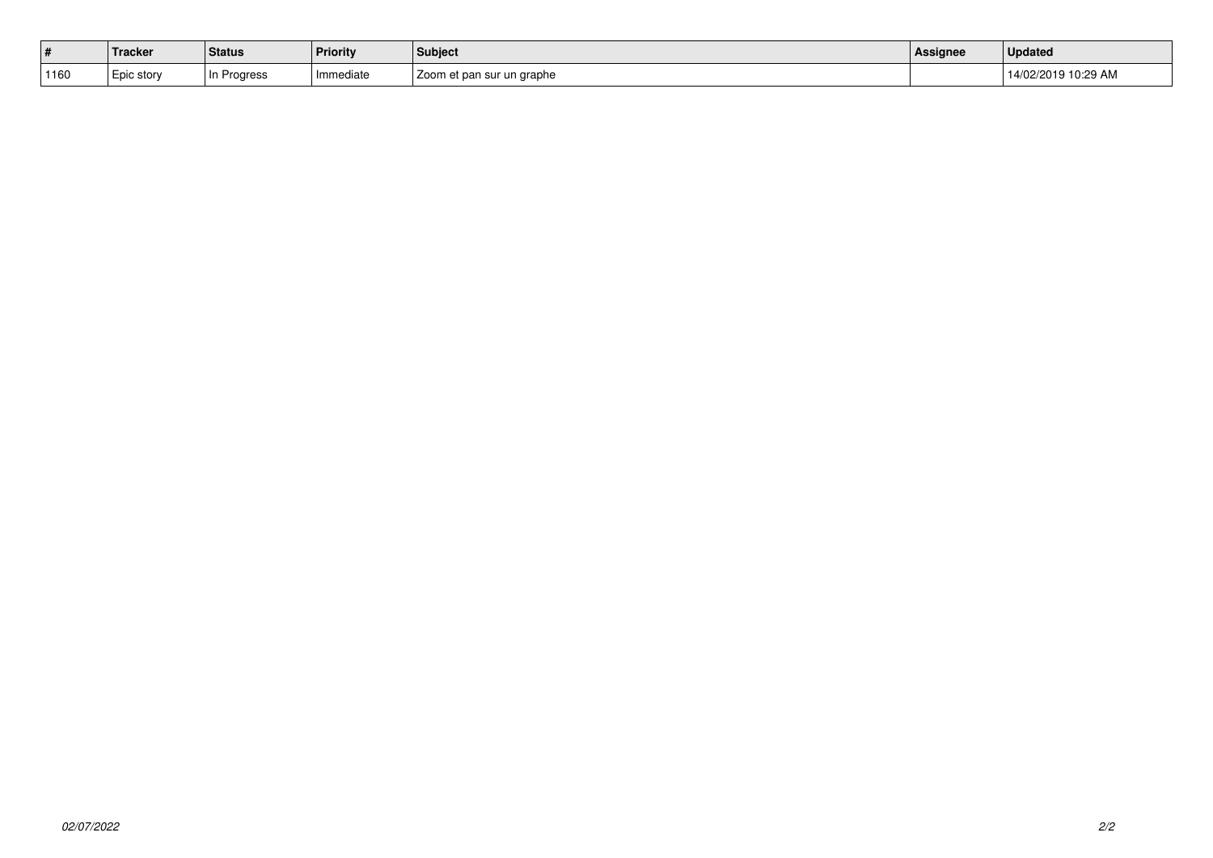| # | Tracker | Status | Priority | Subject | Assignee | Updated |
|---|---|---|---|---|---|---|
| 1160 | Epic story | In Progress | Immediate | Zoom et pan sur un graphe | | 14/02/2019 10:29 AM |